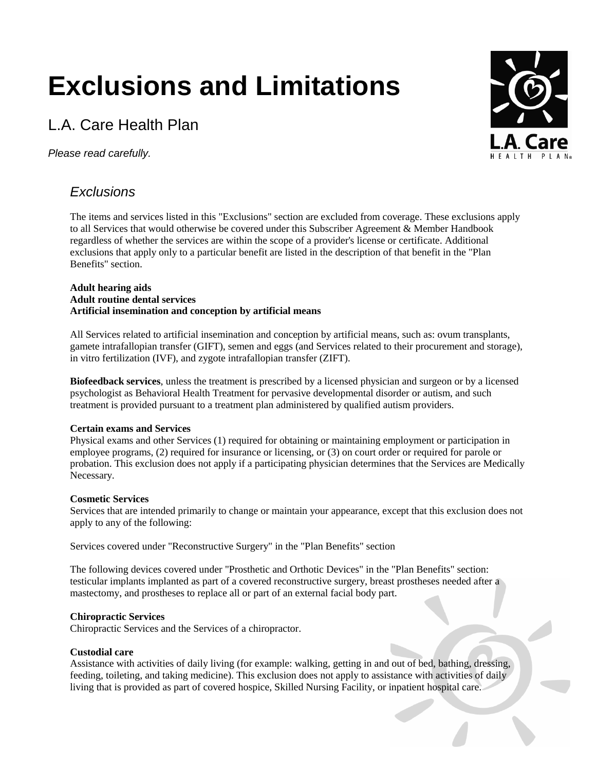# Exclusions and Limitations

L.A. Care Health Plan

*Please read carefully.*

## *Exclusions*

The items and services listed in this "Exclusions" section are excluded from coverage. These exclusions apply to all Services that would otherwise be covered under this Subscriber Agreement & Member Handbook regardless of whether the services are within the scope of a provider's license or certificate. Additional exclusions that apply only to a particular benefit are listed in the description of that benefit in the "Plan Benefits" section.

**Adult hearing aids**
**Adult routine dental services**
**Artificial insemination and conception by artificial means**

All Services related to artificial insemination and conception by artificial means, such as: ovum transplants, gamete intrafallopian transfer (GIFT), semen and eggs (and Services related to their procurement and storage), in vitro fertilization (IVF), and zygote intrafallopian transfer (ZIFT).

**Biofeedback services**, unless the treatment is prescribed by a licensed physician and surgeon or by a licensed psychologist as Behavioral Health Treatment for pervasive developmental disorder or autism, and such treatment is provided pursuant to a treatment plan administered by qualified autism providers.

**Certain exams and Services**
Physical exams and other Services (1) required for obtaining or maintaining employment or participation in employee programs, (2) required for insurance or licensing, or (3) on court order or required for parole or probation. This exclusion does not apply if a participating physician determines that the Services are Medically Necessary.

**Cosmetic Services**
Services that are intended primarily to change or maintain your appearance, except that this exclusion does not apply to any of the following:

Services covered under "Reconstructive Surgery" in the "Plan Benefits" section

The following devices covered under "Prosthetic and Orthotic Devices" in the "Plan Benefits" section: testicular implants implanted as part of a covered reconstructive surgery, breast prostheses needed after a mastectomy, and prostheses to replace all or part of an external facial body part.

**Chiropractic Services**
Chiropractic Services and the Services of a chiropractor.

**Custodial care**
Assistance with activities of daily living (for example: walking, getting in and out of bed, bathing, dressing, feeding, toileting, and taking medicine). This exclusion does not apply to assistance with activities of daily living that is provided as part of covered hospice, Skilled Nursing Facility, or inpatient hospital care.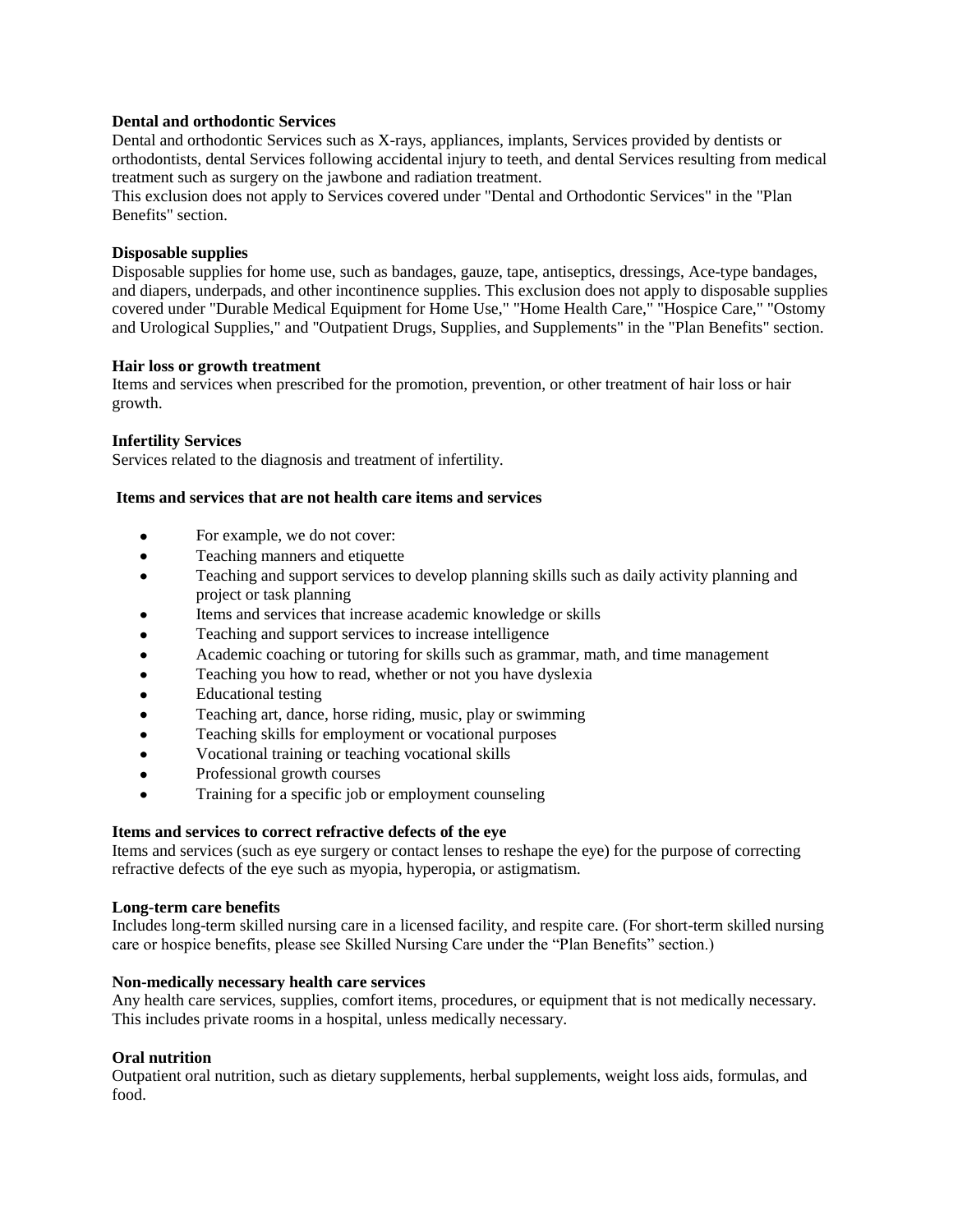**Dental and orthodontic Services**

Dental and orthodontic Services such as X-rays, appliances, implants, Services provided by dentists or orthodontists, dental Services following accidental injury to teeth, and dental Services resulting from medical treatment such as surgery on the jawbone and radiation treatment.

This exclusion does not apply to Services covered under "Dental and Orthodontic Services" in the "Plan Benefits" section.

**Disposable supplies**

Disposable supplies for home use, such as bandages, gauze, tape, antiseptics, dressings, Ace-type bandages, and diapers, underpads, and other incontinence supplies. This exclusion does not apply to disposable supplies covered under "Durable Medical Equipment for Home Use," "Home Health Care," "Hospice Care," "Ostomy and Urological Supplies," and "Outpatient Drugs, Supplies, and Supplements" in the "Plan Benefits" section.

**Hair loss or growth treatment**

Items and services when prescribed for the promotion, prevention, or other treatment of hair loss or hair growth.

**Infertility Services**

Services related to the diagnosis and treatment of infertility.

**Items and services that are not health care items and services**

- For example, we do not cover:
- Teaching manners and etiquette
- Teaching and support services to develop planning skills such as daily activity planning and project or task planning
- Items and services that increase academic knowledge or skills
- Teaching and support services to increase intelligence
- Academic coaching or tutoring for skills such as grammar, math, and time management
- Teaching you how to read, whether or not you have dyslexia
- Educational testing
- Teaching art, dance, horse riding, music, play or swimming
- Teaching skills for employment or vocational purposes
- Vocational training or teaching vocational skills
- Professional growth courses
- Training for a specific job or employment counseling

**Items and services to correct refractive defects of the eye**

Items and services (such as eye surgery or contact lenses to reshape the eye) for the purpose of correcting refractive defects of the eye such as myopia, hyperopia, or astigmatism.

**Long-term care benefits**

Includes long-term skilled nursing care in a licensed facility, and respite care. (For short-term skilled nursing care or hospice benefits, please see Skilled Nursing Care under the "Plan Benefits" section.)

**Non-medically necessary health care services**

Any health care services, supplies, comfort items, procedures, or equipment that is not medically necessary. This includes private rooms in a hospital, unless medically necessary.

**Oral nutrition**

Outpatient oral nutrition, such as dietary supplements, herbal supplements, weight loss aids, formulas, and food.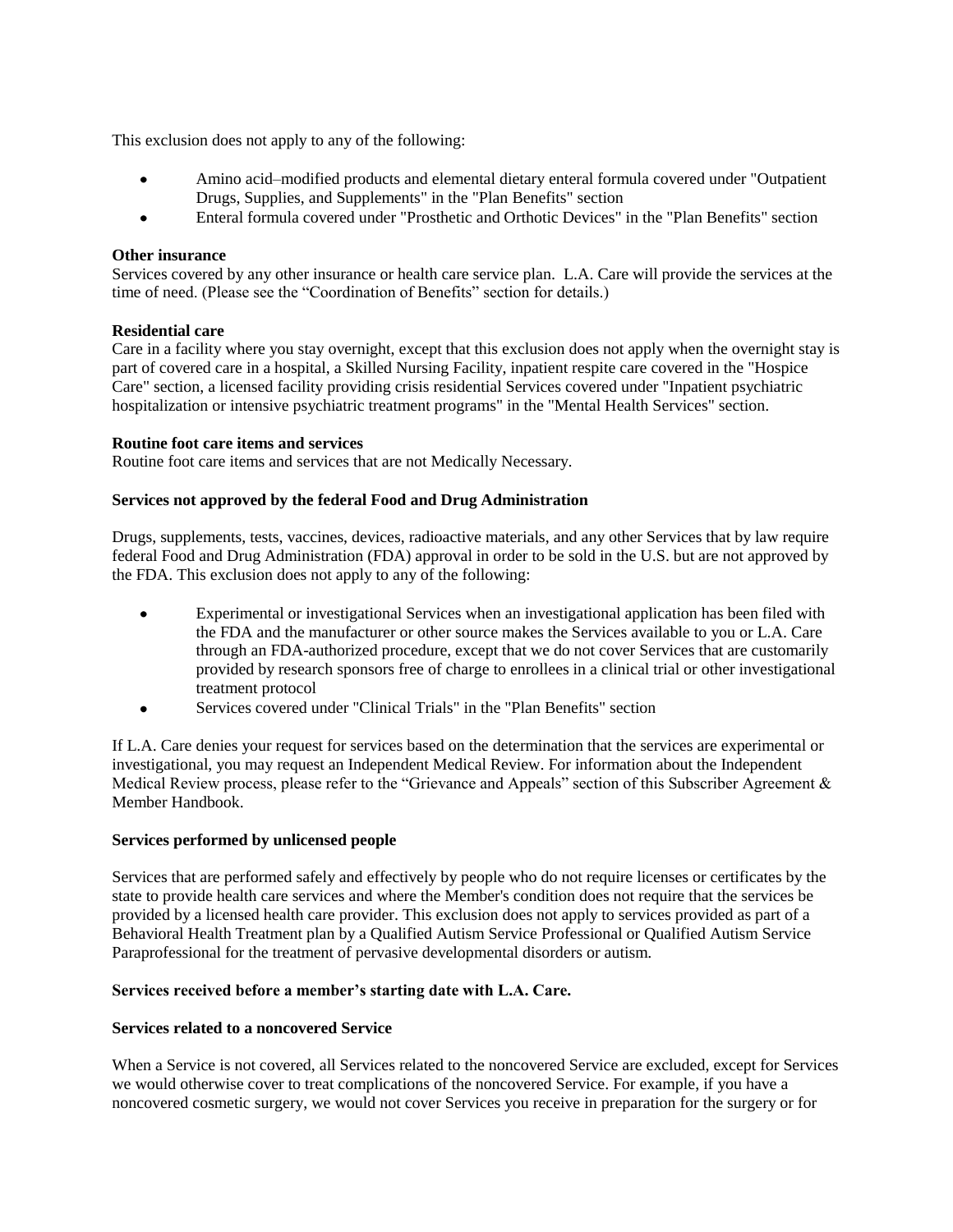This exclusion does not apply to any of the following:

- Amino acid–modified products and elemental dietary enteral formula covered under "Outpatient Drugs, Supplies, and Supplements" in the "Plan Benefits" section
- Enteral formula covered under "Prosthetic and Orthotic Devices" in the "Plan Benefits" section

**Other insurance**
Services covered by any other insurance or health care service plan. L.A. Care will provide the services at the time of need. (Please see the "Coordination of Benefits" section for details.)

**Residential care**
Care in a facility where you stay overnight, except that this exclusion does not apply when the overnight stay is part of covered care in a hospital, a Skilled Nursing Facility, inpatient respite care covered in the "Hospice Care" section, a licensed facility providing crisis residential Services covered under "Inpatient psychiatric hospitalization or intensive psychiatric treatment programs" in the "Mental Health Services" section.

**Routine foot care items and services**
Routine foot care items and services that are not Medically Necessary.

**Services not approved by the federal Food and Drug Administration**

Drugs, supplements, tests, vaccines, devices, radioactive materials, and any other Services that by law require federal Food and Drug Administration (FDA) approval in order to be sold in the U.S. but are not approved by the FDA. This exclusion does not apply to any of the following:

- Experimental or investigational Services when an investigational application has been filed with the FDA and the manufacturer or other source makes the Services available to you or L.A. Care through an FDA-authorized procedure, except that we do not cover Services that are customarily provided by research sponsors free of charge to enrollees in a clinical trial or other investigational treatment protocol
- Services covered under "Clinical Trials" in the "Plan Benefits" section

If L.A. Care denies your request for services based on the determination that the services are experimental or investigational, you may request an Independent Medical Review. For information about the Independent Medical Review process, please refer to the "Grievance and Appeals" section of this Subscriber Agreement & Member Handbook.

**Services performed by unlicensed people**

Services that are performed safely and effectively by people who do not require licenses or certificates by the state to provide health care services and where the Member's condition does not require that the services be provided by a licensed health care provider. This exclusion does not apply to services provided as part of a Behavioral Health Treatment plan by a Qualified Autism Service Professional or Qualified Autism Service Paraprofessional for the treatment of pervasive developmental disorders or autism.

**Services received before a member's starting date with L.A. Care.**

**Services related to a noncovered Service**

When a Service is not covered, all Services related to the noncovered Service are excluded, except for Services we would otherwise cover to treat complications of the noncovered Service. For example, if you have a noncovered cosmetic surgery, we would not cover Services you receive in preparation for the surgery or for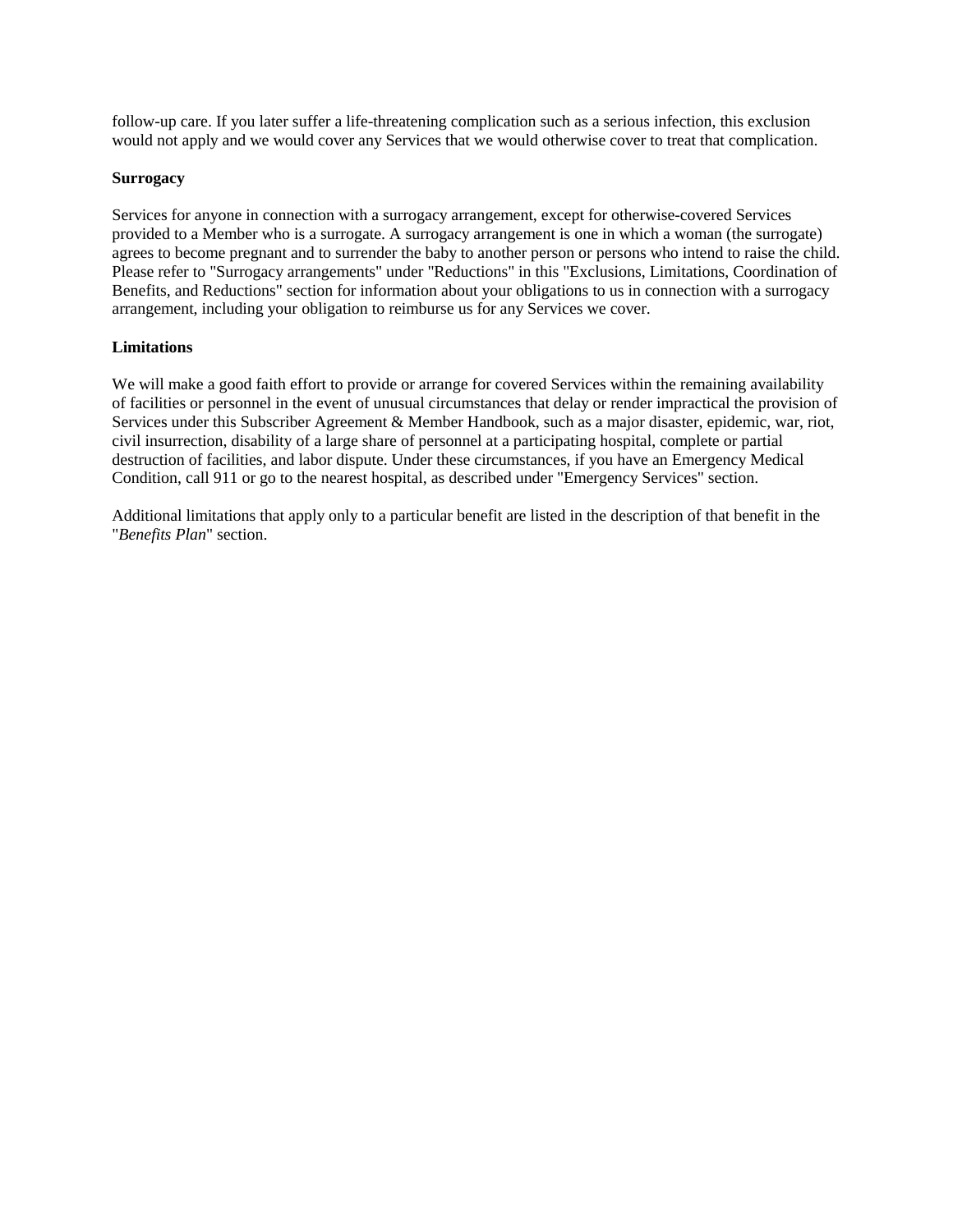follow-up care. If you later suffer a life-threatening complication such as a serious infection, this exclusion would not apply and we would cover any Services that we would otherwise cover to treat that complication.

**Surrogacy**

Services for anyone in connection with a surrogacy arrangement, except for otherwise-covered Services provided to a Member who is a surrogate. A surrogacy arrangement is one in which a woman (the surrogate) agrees to become pregnant and to surrender the baby to another person or persons who intend to raise the child. Please refer to "Surrogacy arrangements" under "Reductions" in this "Exclusions, Limitations, Coordination of Benefits, and Reductions" section for information about your obligations to us in connection with a surrogacy arrangement, including your obligation to reimburse us for any Services we cover.

**Limitations**

We will make a good faith effort to provide or arrange for covered Services within the remaining availability of facilities or personnel in the event of unusual circumstances that delay or render impractical the provision of Services under this Subscriber Agreement & Member Handbook, such as a major disaster, epidemic, war, riot, civil insurrection, disability of a large share of personnel at a participating hospital, complete or partial destruction of facilities, and labor dispute. Under these circumstances, if you have an Emergency Medical Condition, call 911 or go to the nearest hospital, as described under "Emergency Services" section.

Additional limitations that apply only to a particular benefit are listed in the description of that benefit in the "*Benefits Plan*" section.